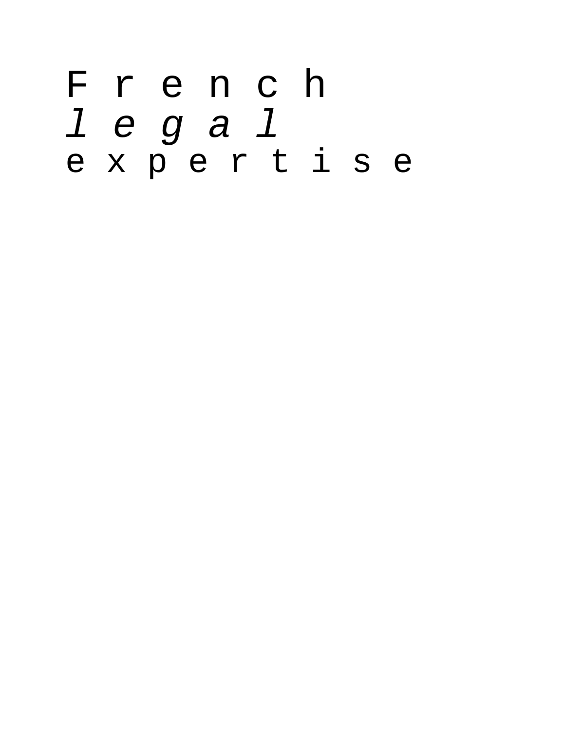# French
*legal*
expertise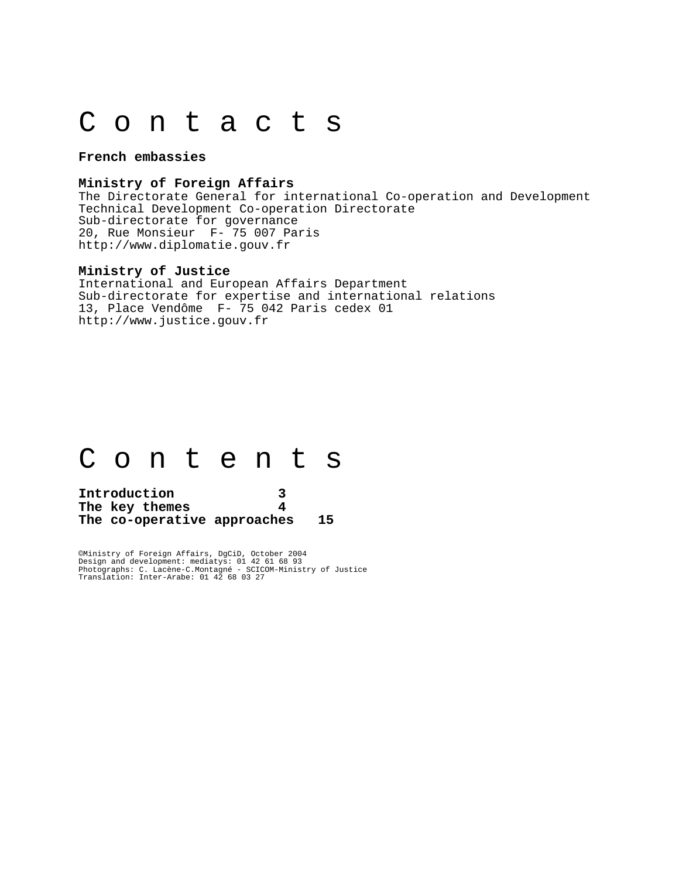# Contacts

**French embassies**

**Ministry of Foreign Affairs**
The Directorate General for international Co-operation and Development
Technical Development Co-operation Directorate
Sub-directorate for governance
20, Rue Monsieur F- 75 007 Paris
http://www.diplomatie.gouv.fr

**Ministry of Justice**
International and European Affairs Department
Sub-directorate for expertise and international relations
13, Place Vendôme F- 75 042 Paris cedex 01
http://www.justice.gouv.fr

# Contents

**Introduction 3**
**The key themes 4**
**The co-operative approaches 15**

©Ministry of Foreign Affairs, DgCiD, October 2004
Design and development: mediatys: 01 42 61 68 93
Photographs: C. Lacène-C.Montagné - SCICOM-Ministry of Justice
Translation: Inter-Arabe: 01 42 68 03 27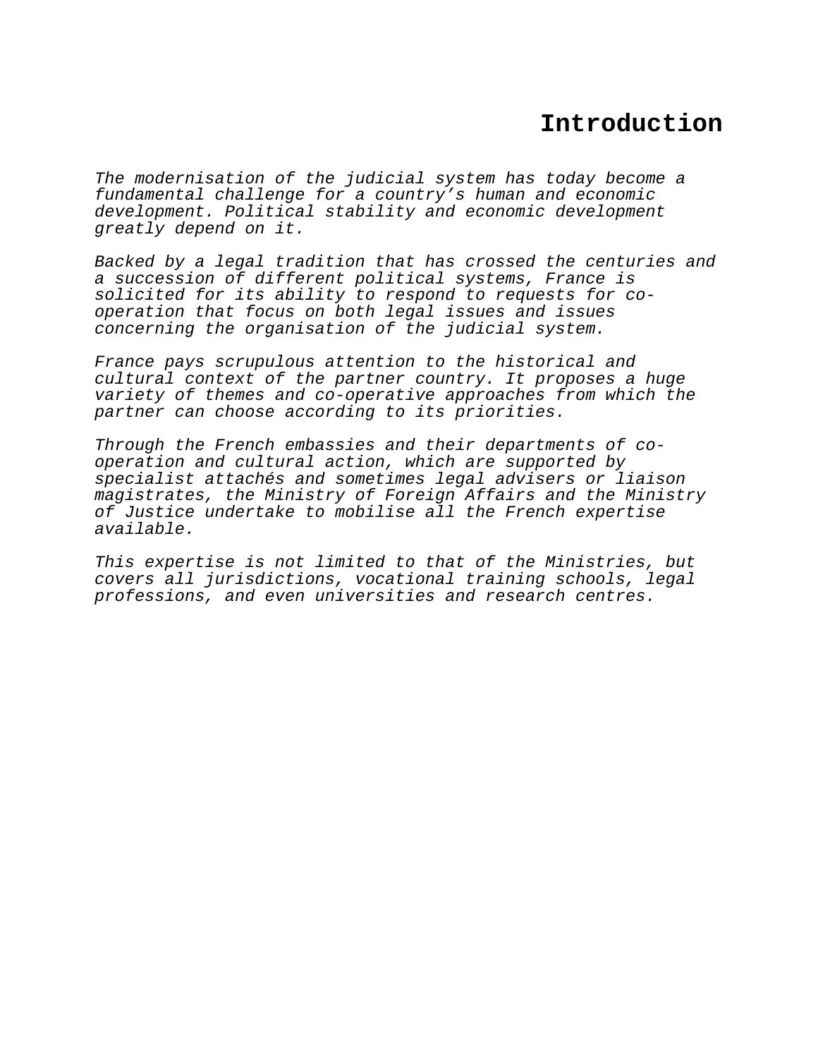# Introduction

*The modernisation of the judicial system has today become a fundamental challenge for a country's human and economic development. Political stability and economic development greatly depend on it.*

*Backed by a legal tradition that has crossed the centuries and a succession of different political systems, France is solicited for its ability to respond to requests for co-operation that focus on both legal issues and issues concerning the organisation of the judicial system.*

*France pays scrupulous attention to the historical and cultural context of the partner country. It proposes a huge variety of themes and co-operative approaches from which the partner can choose according to its priorities.*

*Through the French embassies and their departments of co-operation and cultural action, which are supported by specialist attachés and sometimes legal advisers or liaison magistrates, the Ministry of Foreign Affairs and the Ministry of Justice undertake to mobilise all the French expertise available.*

*This expertise is not limited to that of the Ministries, but covers all jurisdictions, vocational training schools, legal professions, and even universities and research centres.*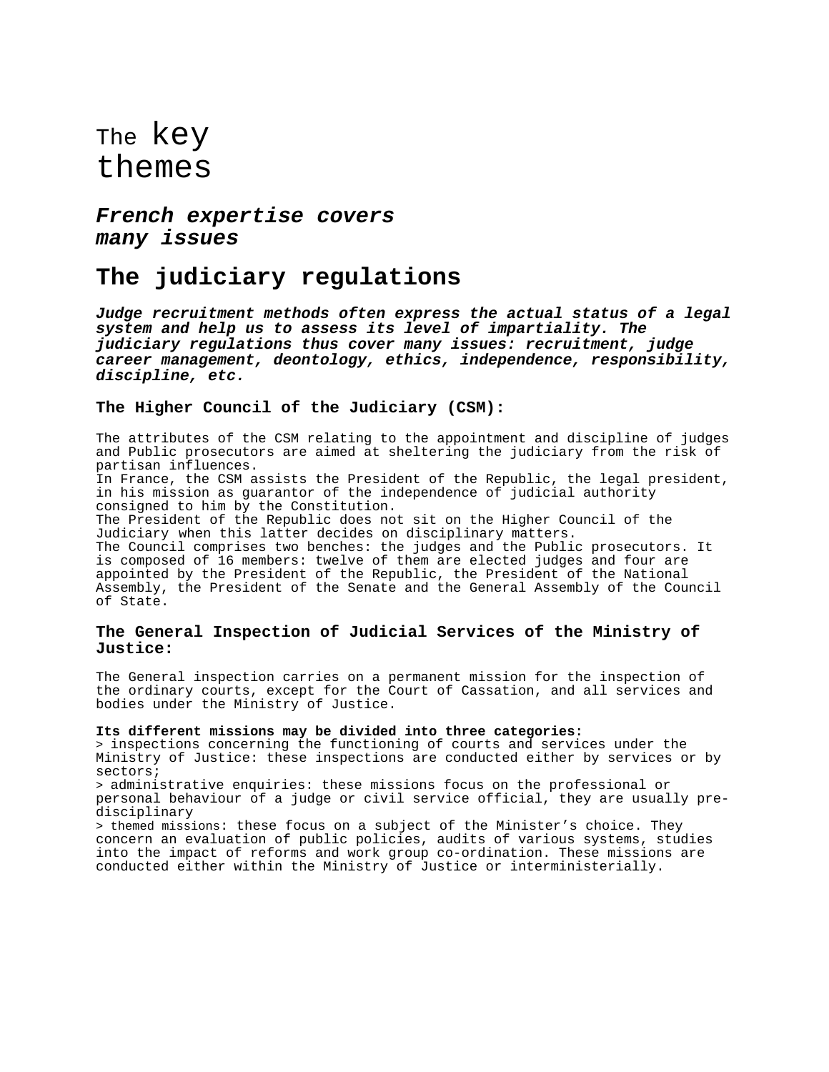# The key themes

***French expertise covers many issues***

## The judiciary regulations

***Judge recruitment methods often express the actual status of a legal system and help us to assess its level of impartiality. The judiciary regulations thus cover many issues: recruitment, judge career management, deontology, ethics, independence, responsibility, discipline, etc.***

### The Higher Council of the Judiciary (CSM):

The attributes of the CSM relating to the appointment and discipline of judges and Public prosecutors are aimed at sheltering the judiciary from the risk of partisan influences.
In France, the CSM assists the President of the Republic, the legal president, in his mission as guarantor of the independence of judicial authority consigned to him by the Constitution.
The President of the Republic does not sit on the Higher Council of the Judiciary when this latter decides on disciplinary matters.
The Council comprises two benches: the judges and the Public prosecutors. It is composed of 16 members: twelve of them are elected judges and four are appointed by the President of the Republic, the President of the National Assembly, the President of the Senate and the General Assembly of the Council of State.

### The General Inspection of Judicial Services of the Ministry of Justice:

The General inspection carries on a permanent mission for the inspection of the ordinary courts, except for the Court of Cassation, and all services and bodies under the Ministry of Justice.

**Its different missions may be divided into three categories:**
> inspections concerning the functioning of courts and services under the Ministry of Justice: these inspections are conducted either by services or by sectors;
> administrative enquiries: these missions focus on the professional or personal behaviour of a judge or civil service official, they are usually pre-disciplinary
> themed missions: these focus on a subject of the Minister's choice. They concern an evaluation of public policies, audits of various systems, studies into the impact of reforms and work group co-ordination. These missions are conducted either within the Ministry of Justice or interministerially.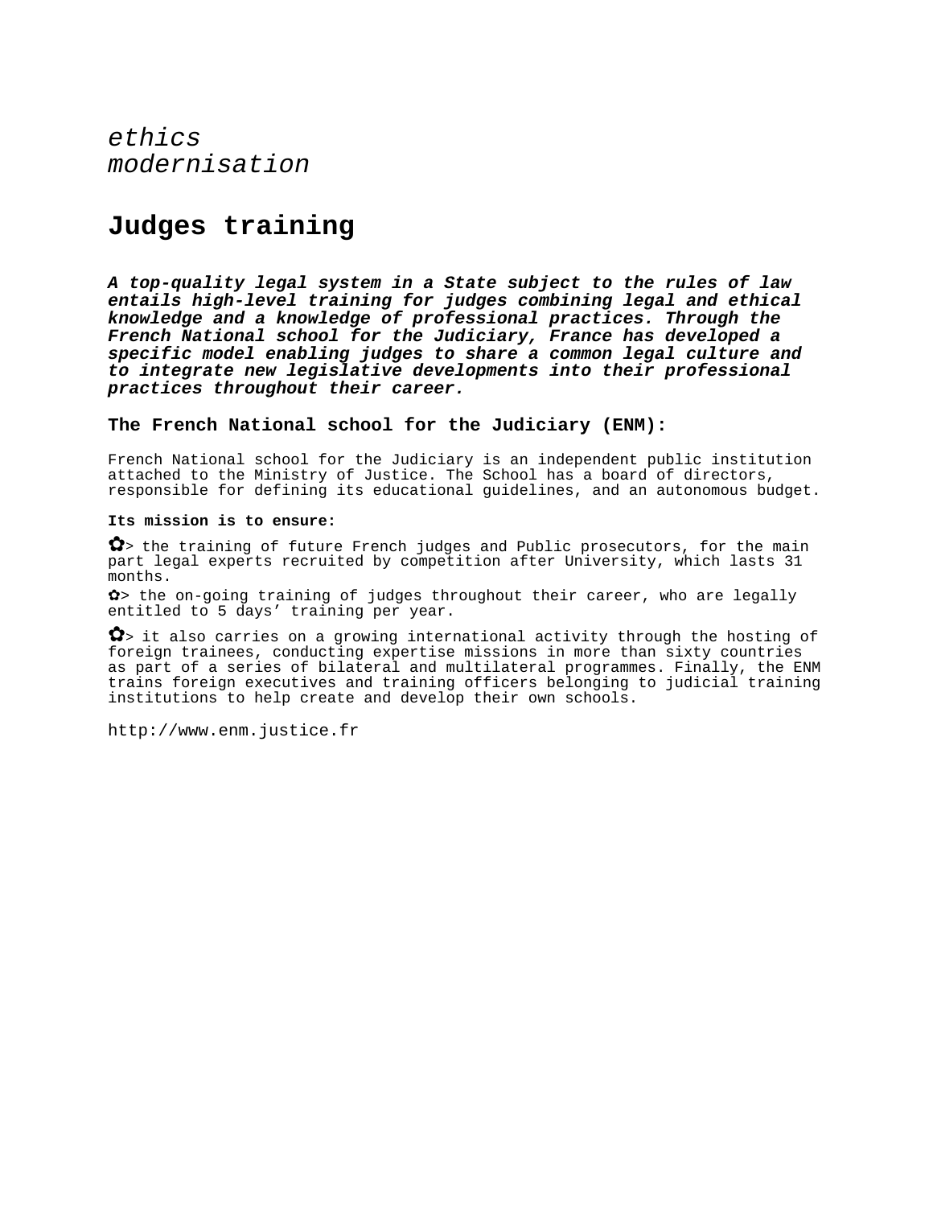*ethics*
*modernisation*

# Judges training

***A top-quality legal system in a State subject to the rules of law entails high-level training for judges combining legal and ethical knowledge and a knowledge of professional practices. Through the French National school for the Judiciary, France has developed a specific model enabling judges to share a common legal culture and to integrate new legislative developments into their professional practices throughout their career.***

### The French National school for the Judiciary (ENM):

French National school for the Judiciary is an independent public institution attached to the Ministry of Justice. The School has a board of directors, responsible for defining its educational guidelines, and an autonomous budget.

**Its mission is to ensure:**

✿> the training of future French judges and Public prosecutors, for the main part legal experts recruited by competition after University, which lasts 31 months.

✿> the on-going training of judges throughout their career, who are legally entitled to 5 days' training per year.

✿> it also carries on a growing international activity through the hosting of foreign trainees, conducting expertise missions in more than sixty countries as part of a series of bilateral and multilateral programmes. Finally, the ENM trains foreign executives and training officers belonging to judicial training institutions to help create and develop their own schools.

http://www.enm.justice.fr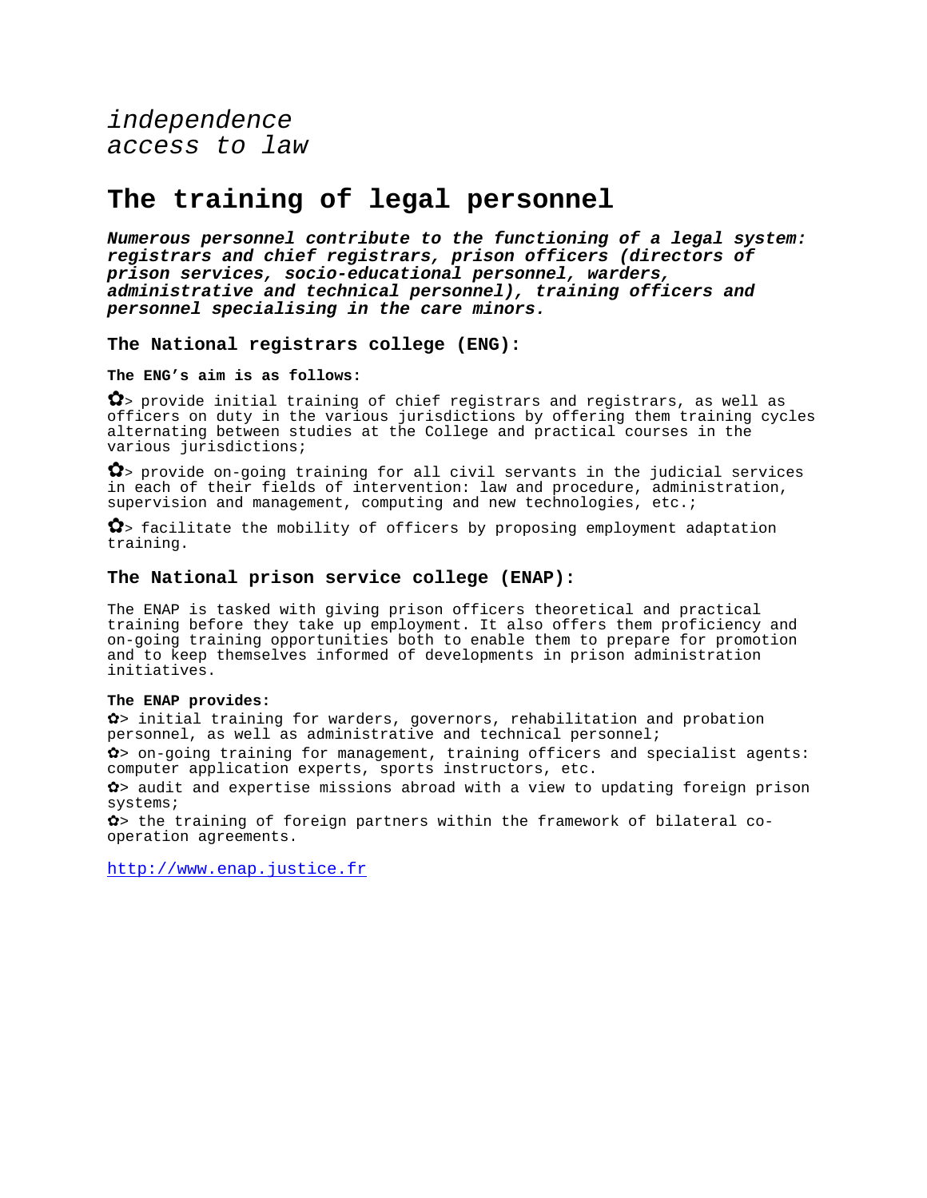*independence*
*access to law*

# The training of legal personnel

***Numerous personnel contribute to the functioning of a legal system: registrars and chief registrars, prison officers (directors of prison services, socio-educational personnel, warders, administrative and technical personnel), training officers and personnel specialising in the care minors.***

### The National registrars college (ENG):

**The ENG’s aim is as follows:**

✿> provide initial training of chief registrars and registrars, as well as officers on duty in the various jurisdictions by offering them training cycles alternating between studies at the College and practical courses in the various jurisdictions;

✿> provide on-going training for all civil servants in the judicial services in each of their fields of intervention: law and procedure, administration, supervision and management, computing and new technologies, etc.;

✿> facilitate the mobility of officers by proposing employment adaptation training.

### The National prison service college (ENAP):

The ENAP is tasked with giving prison officers theoretical and practical training before they take up employment. It also offers them proficiency and on-going training opportunities both to enable them to prepare for promotion and to keep themselves informed of developments in prison administration initiatives.

**The ENAP provides:**

✿> initial training for warders, governors, rehabilitation and probation personnel, as well as administrative and technical personnel;

✿> on-going training for management, training officers and specialist agents: computer application experts, sports instructors, etc.

✿> audit and expertise missions abroad with a view to updating foreign prison systems;

✿> the training of foreign partners within the framework of bilateral co-operation agreements.

http://www.enap.justice.fr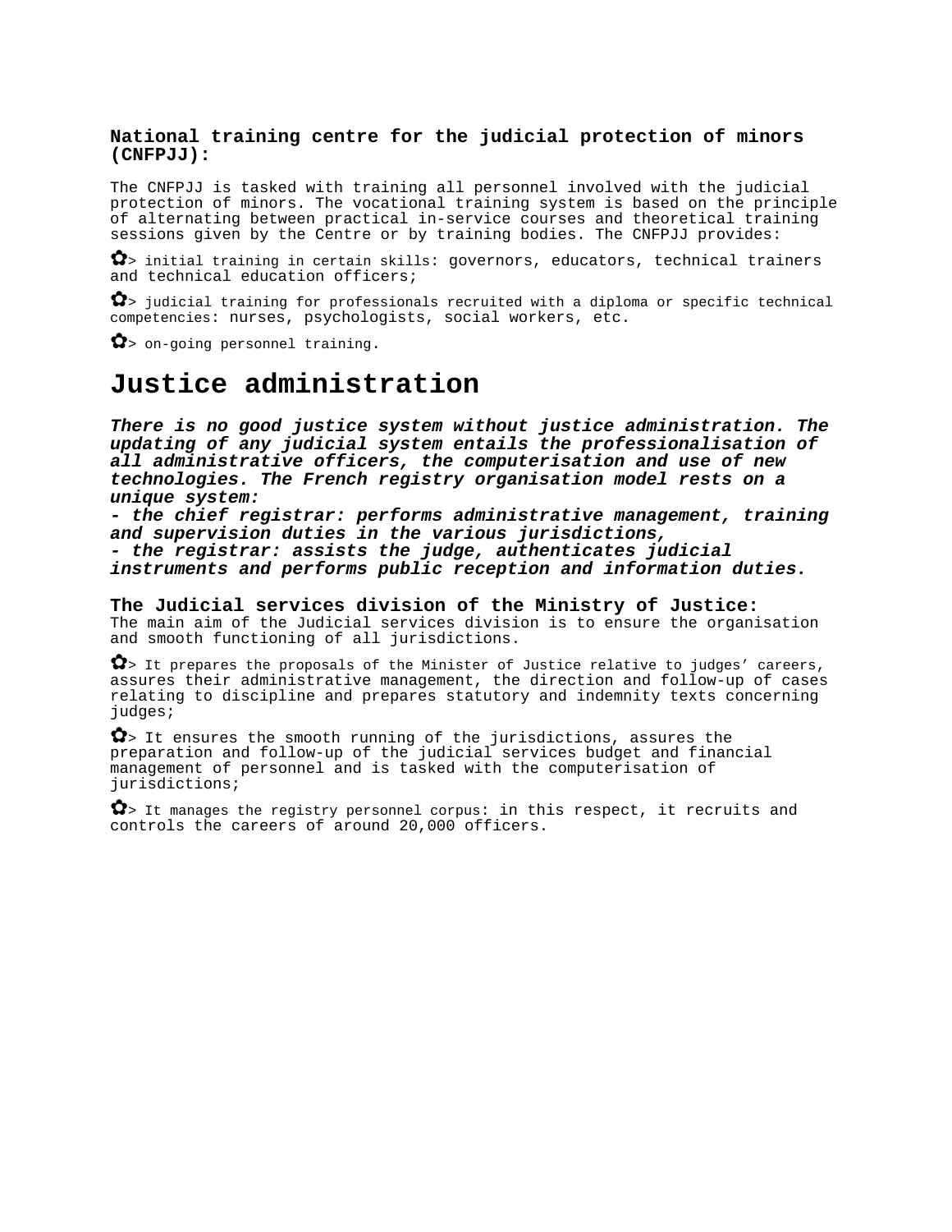**National training centre for the judicial protection of minors (CNFPJJ):**

The CNFPJJ is tasked with training all personnel involved with the judicial protection of minors. The vocational training system is based on the principle of alternating between practical in-service courses and theoretical training sessions given by the Centre or by training bodies. The CNFPJJ provides:

- ✿> initial training in certain skills: governors, educators, technical trainers and technical education officers;
- ✿> judicial training for professionals recruited with a diploma or specific technical competencies: nurses, psychologists, social workers, etc.
- ✿> on-going personnel training.

# Justice administration

***There is no good justice system without justice administration. The updating of any judicial system entails the professionalisation of all administrative officers, the computerisation and use of new technologies. The French registry organisation model rests on a unique system:***
***- the chief registrar: performs administrative management, training and supervision duties in the various jurisdictions,***
***- the registrar: assists the judge, authenticates judicial instruments and performs public reception and information duties.***

**The Judicial services division of the Ministry of Justice:**
The main aim of the Judicial services division is to ensure the organisation and smooth functioning of all jurisdictions.

- ✿> It prepares the proposals of the Minister of Justice relative to judges' careers, assures their administrative management, the direction and follow-up of cases relating to discipline and prepares statutory and indemnity texts concerning judges;
- ✿> It ensures the smooth running of the jurisdictions, assures the preparation and follow-up of the judicial services budget and financial management of personnel and is tasked with the computerisation of jurisdictions;
- ✿> It manages the registry personnel corpus: in this respect, it recruits and controls the careers of around 20,000 officers.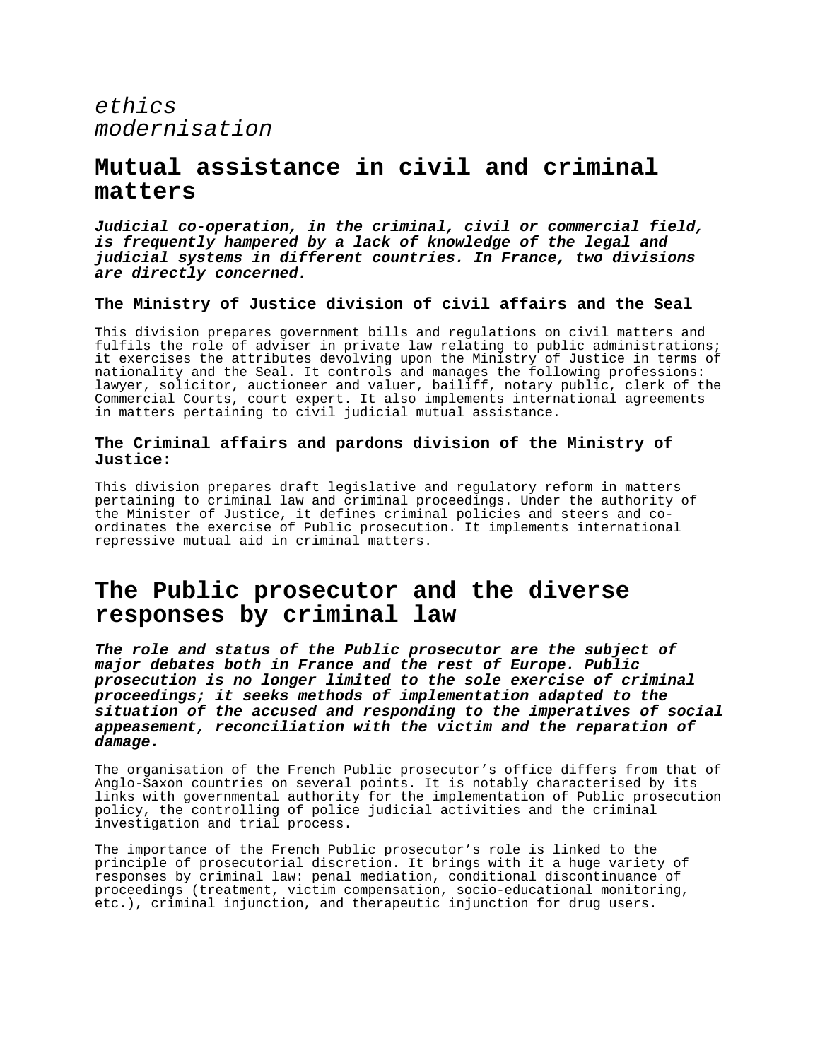*ethics*
*modernisation*

## Mutual assistance in civil and criminal matters

***Judicial co-operation, in the criminal, civil or commercial field, is frequently hampered by a lack of knowledge of the legal and judicial systems in different countries. In France, two divisions are directly concerned.***

### The Ministry of Justice division of civil affairs and the Seal

This division prepares government bills and regulations on civil matters and fulfils the role of adviser in private law relating to public administrations; it exercises the attributes devolving upon the Ministry of Justice in terms of nationality and the Seal. It controls and manages the following professions: lawyer, solicitor, auctioneer and valuer, bailiff, notary public, clerk of the Commercial Courts, court expert. It also implements international agreements in matters pertaining to civil judicial mutual assistance.

### The Criminal affairs and pardons division of the Ministry of Justice:

This division prepares draft legislative and regulatory reform in matters pertaining to criminal law and criminal proceedings. Under the authority of the Minister of Justice, it defines criminal policies and steers and co-ordinates the exercise of Public prosecution. It implements international repressive mutual aid in criminal matters.

## The Public prosecutor and the diverse responses by criminal law

***The role and status of the Public prosecutor are the subject of major debates both in France and the rest of Europe. Public prosecution is no longer limited to the sole exercise of criminal proceedings; it seeks methods of implementation adapted to the situation of the accused and responding to the imperatives of social appeasement, reconciliation with the victim and the reparation of damage.***

The organisation of the French Public prosecutor's office differs from that of Anglo-Saxon countries on several points. It is notably characterised by its links with governmental authority for the implementation of Public prosecution policy, the controlling of police judicial activities and the criminal investigation and trial process.

The importance of the French Public prosecutor's role is linked to the principle of prosecutorial discretion. It brings with it a huge variety of responses by criminal law: penal mediation, conditional discontinuance of proceedings (treatment, victim compensation, socio-educational monitoring, etc.), criminal injunction, and therapeutic injunction for drug users.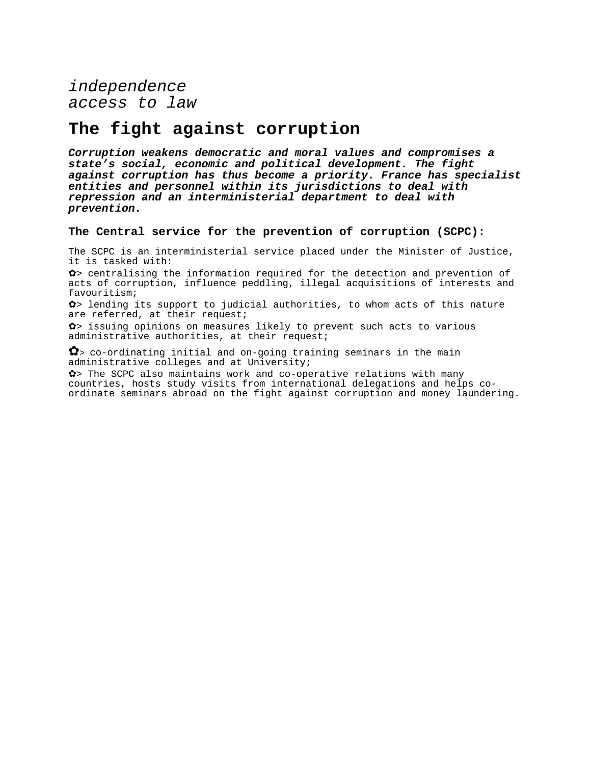*independence*
*access to law*

# The fight against corruption

***Corruption weakens democratic and moral values and compromises a state's social, economic and political development. The fight against corruption has thus become a priority. France has specialist entities and personnel within its jurisdictions to deal with repression and an interministerial department to deal with prevention.***

### The Central service for the prevention of corruption (SCPC):

The SCPC is an interministerial service placed under the Minister of Justice, it is tasked with:

✿> centralising the information required for the detection and prevention of acts of corruption, influence peddling, illegal acquisitions of interests and favouritism;

✿> lending its support to judicial authorities, to whom acts of this nature are referred, at their request;

✿> issuing opinions on measures likely to prevent such acts to various administrative authorities, at their request;

✿> co-ordinating initial and on-going training seminars in the main administrative colleges and at University;

✿> The SCPC also maintains work and co-operative relations with many countries, hosts study visits from international delegations and helps co-ordinate seminars abroad on the fight against corruption and money laundering.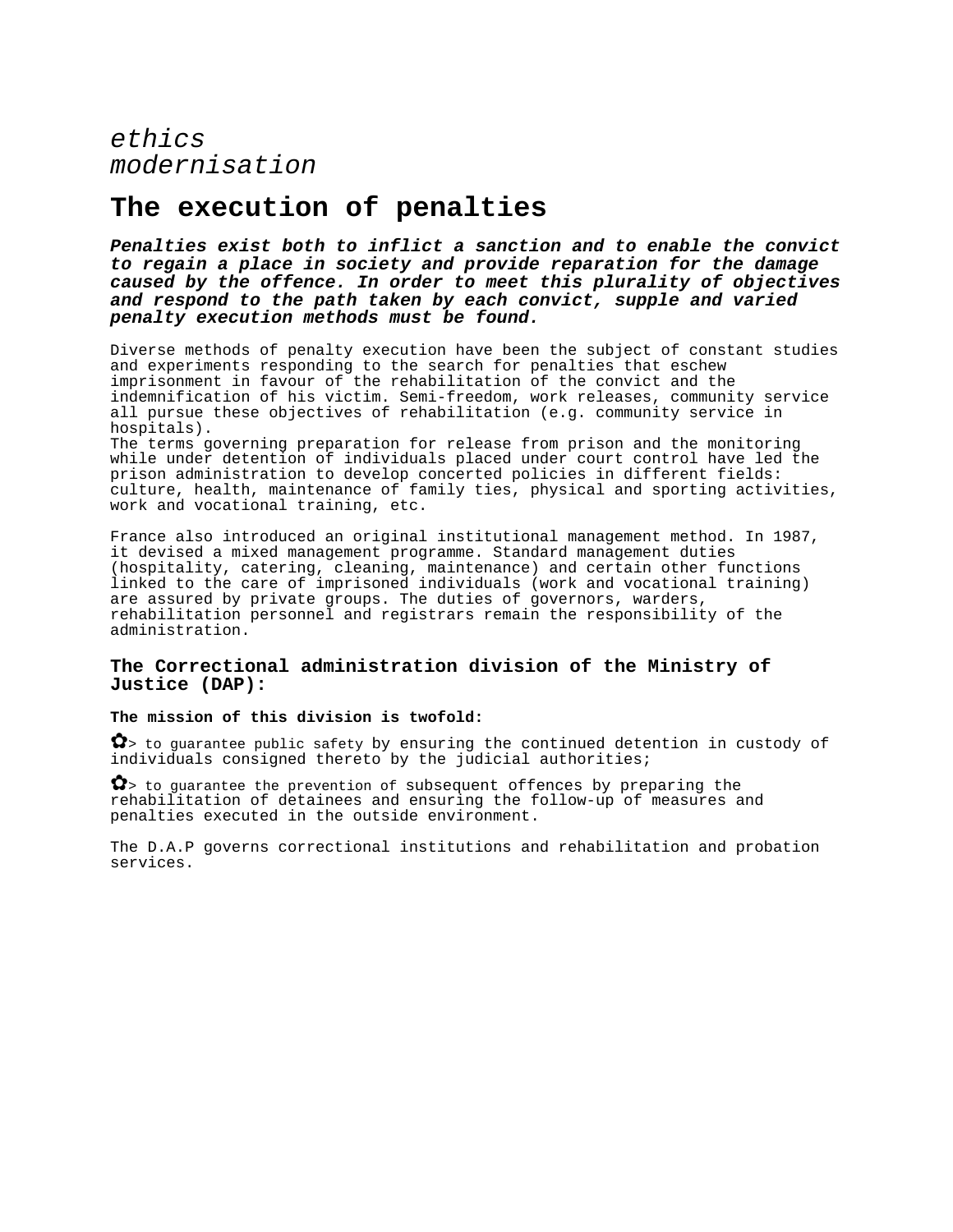*ethics*
*modernisation*

# The execution of penalties

***Penalties exist both to inflict a sanction and to enable the convict to regain a place in society and provide reparation for the damage caused by the offence. In order to meet this plurality of objectives and respond to the path taken by each convict, supple and varied penalty execution methods must be found.***

Diverse methods of penalty execution have been the subject of constant studies and experiments responding to the search for penalties that eschew imprisonment in favour of the rehabilitation of the convict and the indemnification of his victim. Semi-freedom, work releases, community service all pursue these objectives of rehabilitation (e.g. community service in hospitals).
The terms governing preparation for release from prison and the monitoring while under detention of individuals placed under court control have led the prison administration to develop concerted policies in different fields: culture, health, maintenance of family ties, physical and sporting activities, work and vocational training, etc.

France also introduced an original institutional management method. In 1987, it devised a mixed management programme. Standard management duties (hospitality, catering, cleaning, maintenance) and certain other functions linked to the care of imprisoned individuals (work and vocational training) are assured by private groups. The duties of governors, warders, rehabilitation personnel and registrars remain the responsibility of the administration.

### The Correctional administration division of the Ministry of Justice (DAP):

**The mission of this division is twofold:**

✿> to guarantee public safety by ensuring the continued detention in custody of individuals consigned thereto by the judicial authorities;

✿> to guarantee the prevention of subsequent offences by preparing the rehabilitation of detainees and ensuring the follow-up of measures and penalties executed in the outside environment.

The D.A.P governs correctional institutions and rehabilitation and probation services.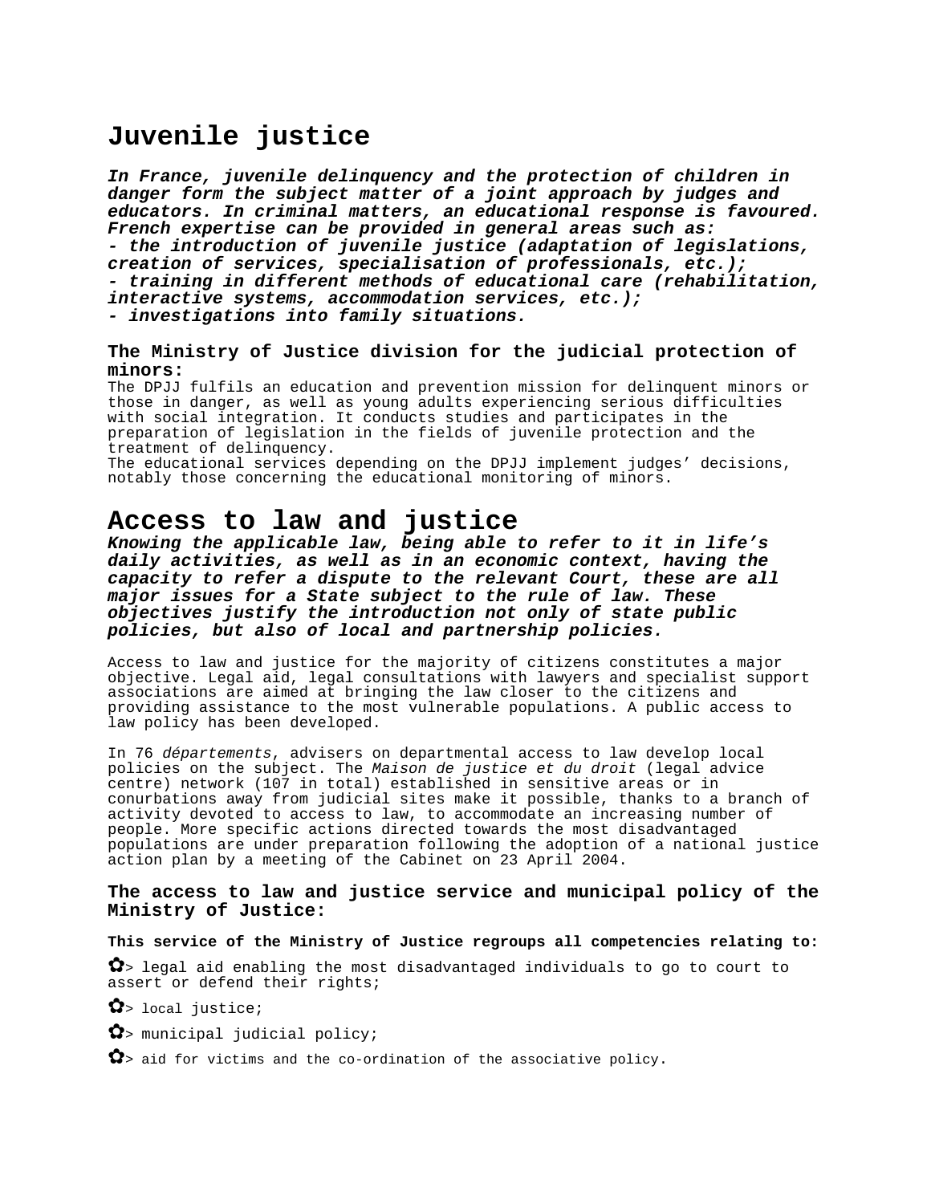# Juvenile justice

***In France, juvenile delinquency and the protection of children in danger form the subject matter of a joint approach by judges and educators. In criminal matters, an educational response is favoured. French expertise can be provided in general areas such as:***
***- the introduction of juvenile justice (adaptation of legislations, creation of services, specialisation of professionals, etc.);***
***- training in different methods of educational care (rehabilitation, interactive systems, accommodation services, etc.);***
***- investigations into family situations.***

### The Ministry of Justice division for the judicial protection of minors:

The DPJJ fulfils an education and prevention mission for delinquent minors or those in danger, as well as young adults experiencing serious difficulties with social integration. It conducts studies and participates in the preparation of legislation in the fields of juvenile protection and the treatment of delinquency.
The educational services depending on the DPJJ implement judges' decisions, notably those concerning the educational monitoring of minors.

# Access to law and justice

***Knowing the applicable law, being able to refer to it in life's daily activities, as well as in an economic context, having the capacity to refer a dispute to the relevant Court, these are all major issues for a State subject to the rule of law. These objectives justify the introduction not only of state public policies, but also of local and partnership policies.***

Access to law and justice for the majority of citizens constitutes a major objective. Legal aid, legal consultations with lawyers and specialist support associations are aimed at bringing the law closer to the citizens and providing assistance to the most vulnerable populations. A public access to law policy has been developed.

In 76 *départements*, advisers on departmental access to law develop local policies on the subject. The *Maison de justice et du droit* (legal advice centre) network (107 in total) established in sensitive areas or in conurbations away from judicial sites make it possible, thanks to a branch of activity devoted to access to law, to accommodate an increasing number of people. More specific actions directed towards the most disadvantaged populations are under preparation following the adoption of a national justice action plan by a meeting of the Cabinet on 23 April 2004.

### The access to law and justice service and municipal policy of the Ministry of Justice:

**This service of the Ministry of Justice regroups all competencies relating to:**

- ✿> legal aid enabling the most disadvantaged individuals to go to court to assert or defend their rights;
- ✿> local justice;
- ✿> municipal judicial policy;
- ✿> aid for victims and the co-ordination of the associative policy.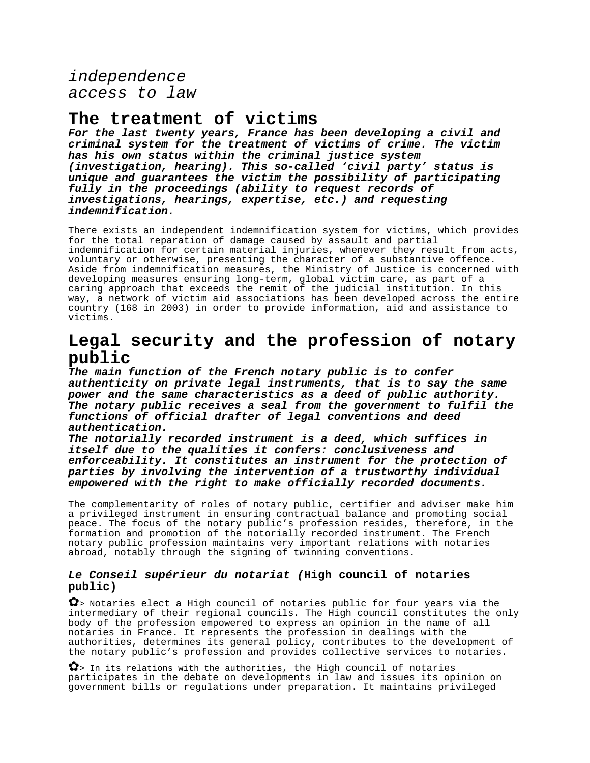*independence*
*access to law*

## The treatment of victims

***For the last twenty years, France has been developing a civil and criminal system for the treatment of victims of crime. The victim has his own status within the criminal justice system (investigation, hearing). This so-called 'civil party' status is unique and guarantees the victim the possibility of participating fully in the proceedings (ability to request records of investigations, hearings, expertise, etc.) and requesting indemnification.***

There exists an independent indemnification system for victims, which provides for the total reparation of damage caused by assault and partial indemnification for certain material injuries, whenever they result from acts, voluntary or otherwise, presenting the character of a substantive offence. Aside from indemnification measures, the Ministry of Justice is concerned with developing measures ensuring long-term, global victim care, as part of a caring approach that exceeds the remit of the judicial institution. In this way, a network of victim aid associations has been developed across the entire country (168 in 2003) in order to provide information, aid and assistance to victims.

## Legal security and the profession of notary public

***The main function of the French notary public is to confer authenticity on private legal instruments, that is to say the same power and the same characteristics as a deed of public authority. The notary public receives a seal from the government to fulfil the functions of official drafter of legal conventions and deed authentication.***
***The notorially recorded instrument is a deed, which suffices in itself due to the qualities it confers: conclusiveness and enforceability. It constitutes an instrument for the protection of parties by involving the intervention of a trustworthy individual empowered with the right to make officially recorded documents.***

The complementarity of roles of notary public, certifier and adviser make him a privileged instrument in ensuring contractual balance and promoting social peace. The focus of the notary public's profession resides, therefore, in the formation and promotion of the notorially recorded instrument. The French notary public profession maintains very important relations with notaries abroad, notably through the signing of twinning conventions.

### *Le Conseil supérieur du notariat (*High council of notaries public)

✿> Notaries elect a High council of notaries public for four years via the intermediary of their regional councils. The High council constitutes the only body of the profession empowered to express an opinion in the name of all notaries in France. It represents the profession in dealings with the authorities, determines its general policy, contributes to the development of the notary public's profession and provides collective services to notaries.

✿> In its relations with the authorities, the High council of notaries participates in the debate on developments in law and issues its opinion on government bills or regulations under preparation. It maintains privileged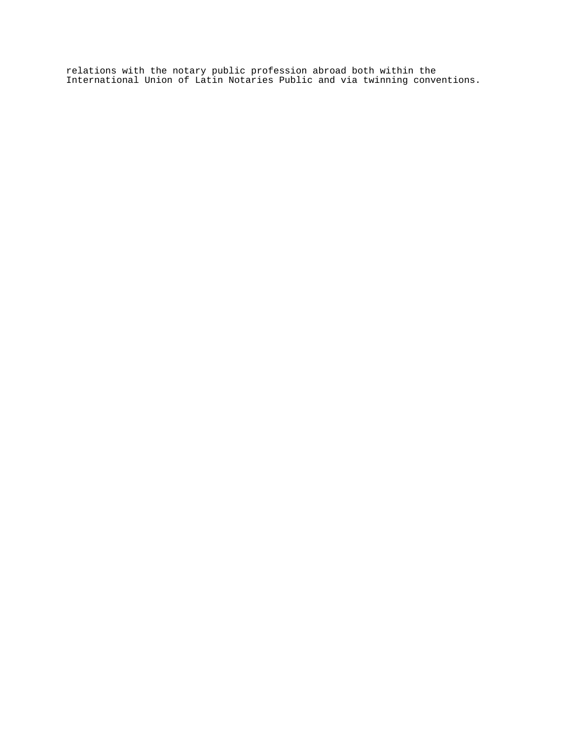relations with the notary public profession abroad both within the International Union of Latin Notaries Public and via twinning conventions.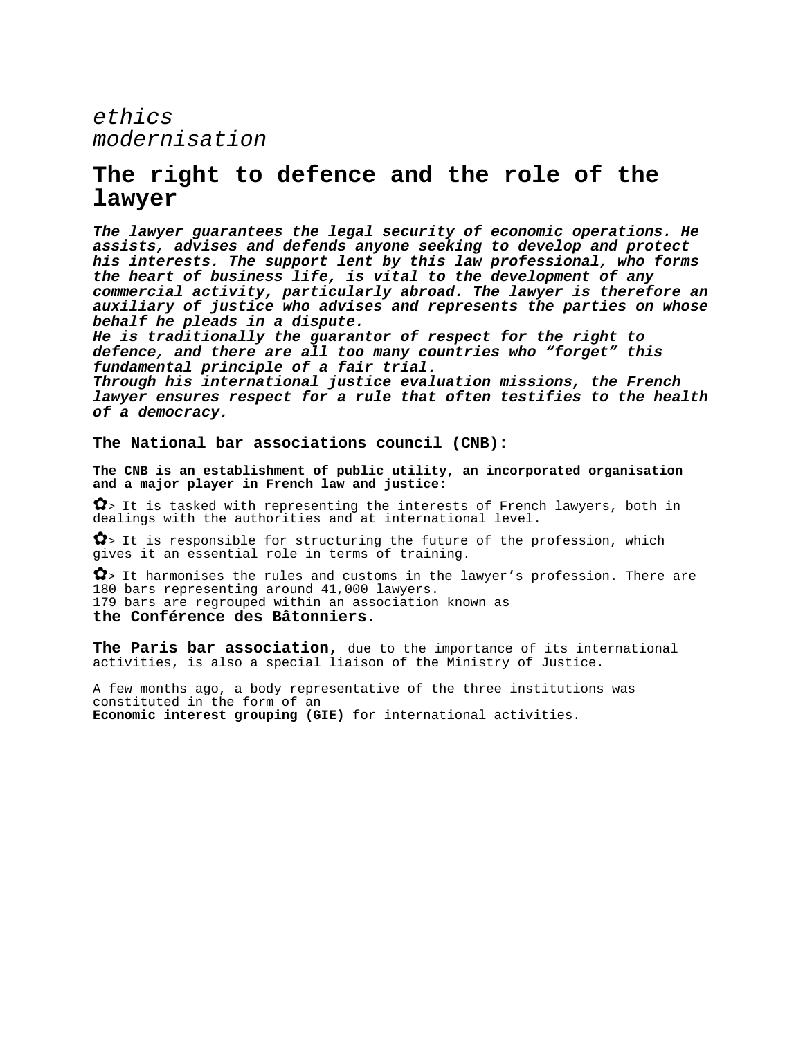*ethics*
*modernisation*

# The right to defence and the role of the lawyer

***The lawyer guarantees the legal security of economic operations. He assists, advises and defends anyone seeking to develop and protect his interests. The support lent by this law professional, who forms the heart of business life, is vital to the development of any commercial activity, particularly abroad. The lawyer is therefore an auxiliary of justice who advises and represents the parties on whose behalf he pleads in a dispute.***
***He is traditionally the guarantor of respect for the right to defence, and there are all too many countries who "forget" this fundamental principle of a fair trial.***
***Through his international justice evaluation missions, the French lawyer ensures respect for a rule that often testifies to the health of a democracy.***

### The National bar associations council (CNB):

**The CNB is an establishment of public utility, an incorporated organisation and a major player in French law and justice:**

✿> It is tasked with representing the interests of French lawyers, both in dealings with the authorities and at international level.

✿> It is responsible for structuring the future of the profession, which gives it an essential role in terms of training.

✿> It harmonises the rules and customs in the lawyer's profession. There are 180 bars representing around 41,000 lawyers.
179 bars are regrouped within an association known as
**the Conférence des Bâtonniers**.

**The Paris bar association,** due to the importance of its international activities, is also a special liaison of the Ministry of Justice.

A few months ago, a body representative of the three institutions was constituted in the form of an
**Economic interest grouping (GIE)** for international activities.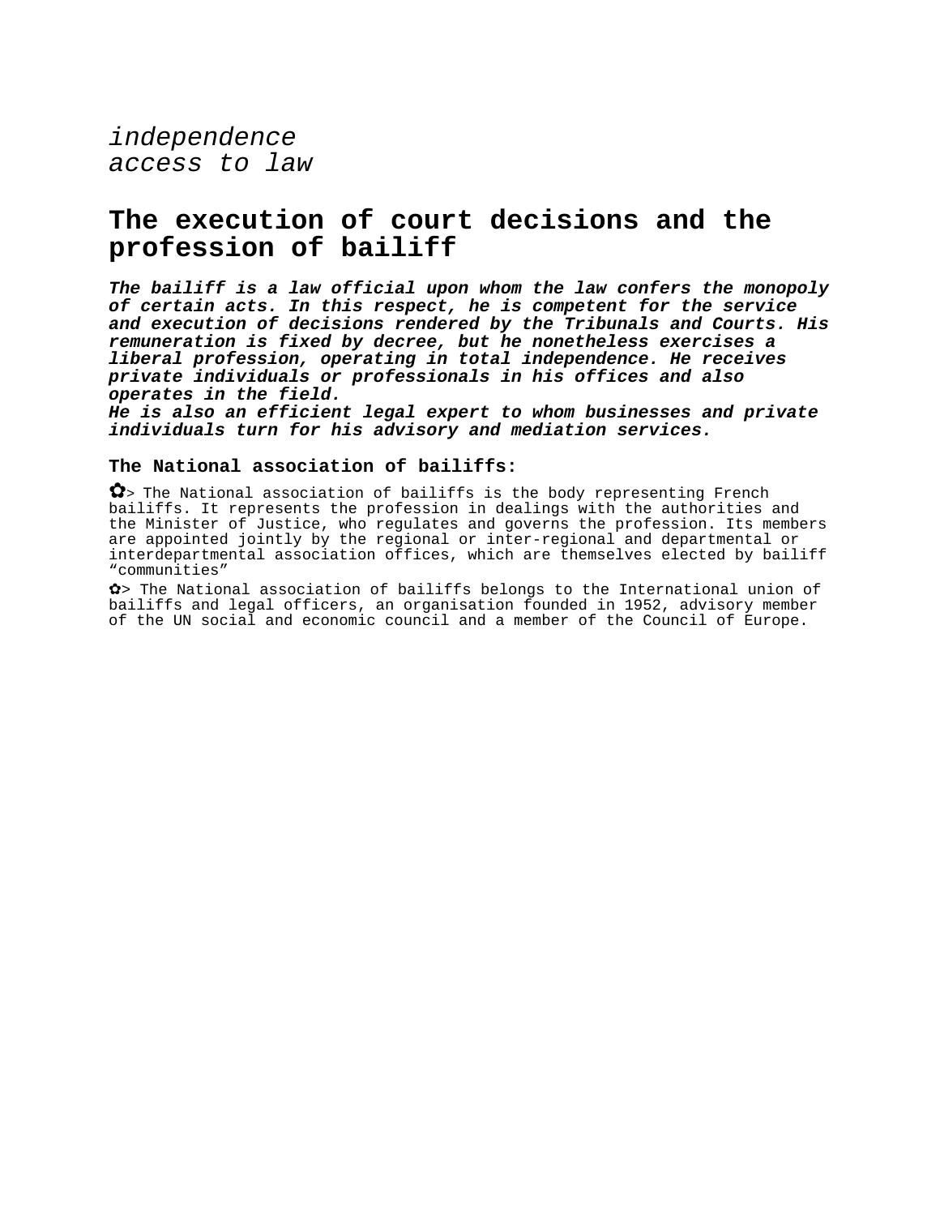*independence*
*access to law*

# The execution of court decisions and the profession of bailiff

***The bailiff is a law official upon whom the law confers the monopoly of certain acts. In this respect, he is competent for the service and execution of decisions rendered by the Tribunals and Courts. His remuneration is fixed by decree, but he nonetheless exercises a liberal profession, operating in total independence. He receives private individuals or professionals in his offices and also operates in the field.***
***He is also an efficient legal expert to whom businesses and private individuals turn for his advisory and mediation services.***

### The National association of bailiffs:

✿> The National association of bailiffs is the body representing French bailiffs. It represents the profession in dealings with the authorities and the Minister of Justice, who regulates and governs the profession. Its members are appointed jointly by the regional or inter-regional and departmental or interdepartmental association offices, which are themselves elected by bailiff “communities”

✿> The National association of bailiffs belongs to the International union of bailiffs and legal officers, an organisation founded in 1952, advisory member of the UN social and economic council and a member of the Council of Europe.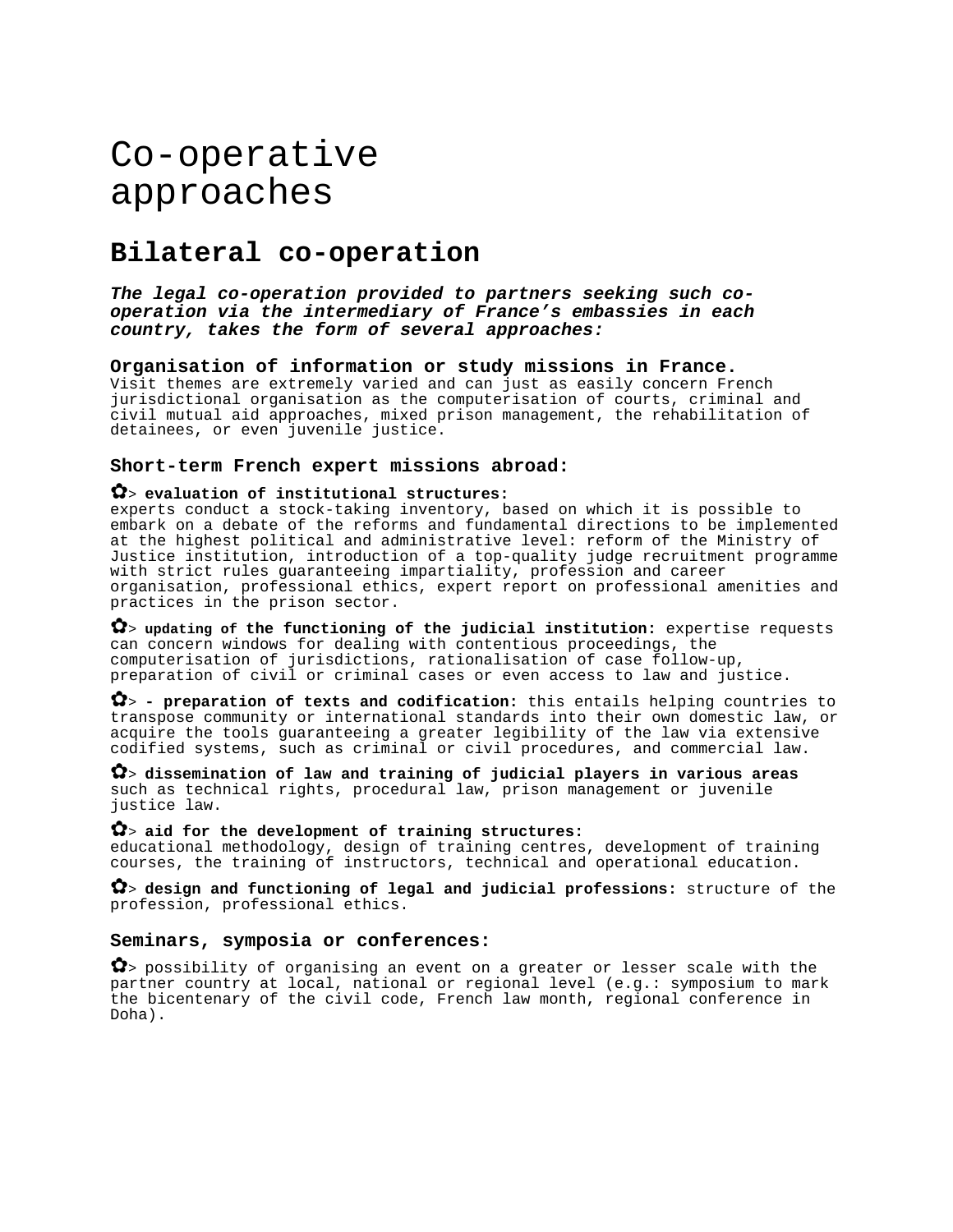# Co-operative approaches

## Bilateral co-operation

***The legal co-operation provided to partners seeking such co-operation via the intermediary of France's embassies in each country, takes the form of several approaches:***

### Organisation of information or study missions in France.

Visit themes are extremely varied and can just as easily concern French jurisdictional organisation as the computerisation of courts, criminal and civil mutual aid approaches, mixed prison management, the rehabilitation of detainees, or even juvenile justice.

### Short-term French expert missions abroad:

✿> **evaluation of institutional structures:** experts conduct a stock-taking inventory, based on which it is possible to embark on a debate of the reforms and fundamental directions to be implemented at the highest political and administrative level: reform of the Ministry of Justice institution, introduction of a top-quality judge recruitment programme with strict rules guaranteeing impartiality, profession and career organisation, professional ethics, expert report on professional amenities and practices in the prison sector.

✿> **updating of the functioning of the judicial institution:** expertise requests can concern windows for dealing with contentious proceedings, the computerisation of jurisdictions, rationalisation of case follow-up, preparation of civil or criminal cases or even access to law and justice.

✿> **- preparation of texts and codification:** this entails helping countries to transpose community or international standards into their own domestic law, or acquire the tools guaranteeing a greater legibility of the law via extensive codified systems, such as criminal or civil procedures, and commercial law.

✿> **dissemination of law and training of judicial players in various areas** such as technical rights, procedural law, prison management or juvenile justice law.

✿> **aid for the development of training structures:** educational methodology, design of training centres, development of training courses, the training of instructors, technical and operational education.

✿> **design and functioning of legal and judicial professions:** structure of the profession, professional ethics.

### Seminars, symposia or conferences:

✿> possibility of organising an event on a greater or lesser scale with the partner country at local, national or regional level (e.g.: symposium to mark the bicentenary of the civil code, French law month, regional conference in Doha).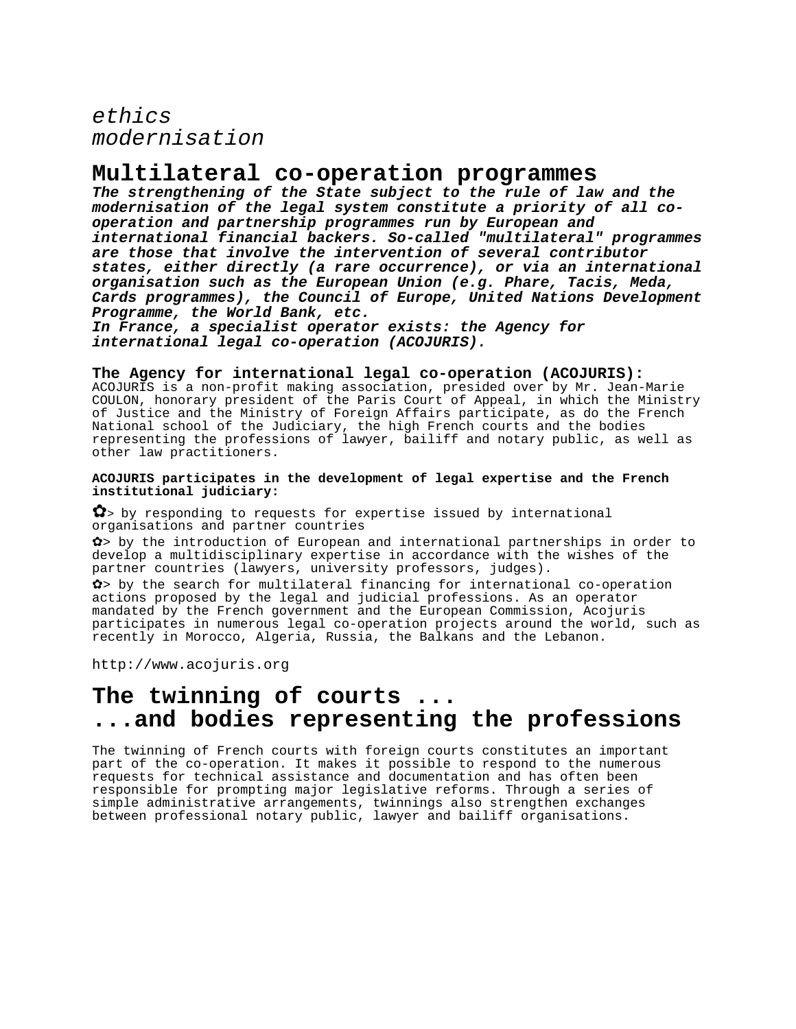*ethics*
*modernisation*

## Multilateral co-operation programmes

***The strengthening of the State subject to the rule of law and the modernisation of the legal system constitute a priority of all co-operation and partnership programmes run by European and international financial backers. So-called "multilateral" programmes are those that involve the intervention of several contributor states, either directly (a rare occurrence), or via an international organisation such as the European Union (e.g. Phare, Tacis, Meda, Cards programmes), the Council of Europe, United Nations Development Programme, the World Bank, etc.***
***In France, a specialist operator exists: the Agency for international legal co-operation (ACOJURIS).***

### The Agency for international legal co-operation (ACOJURIS):

ACOJURIS is a non-profit making association, presided over by Mr. Jean-Marie COULON, honorary president of the Paris Court of Appeal, in which the Ministry of Justice and the Ministry of Foreign Affairs participate, as do the French National school of the Judiciary, the high French courts and the bodies representing the professions of lawyer, bailiff and notary public, as well as other law practitioners.

**ACOJURIS participates in the development of legal expertise and the French institutional judiciary:**

✿> by responding to requests for expertise issued by international organisations and partner countries

✿> by the introduction of European and international partnerships in order to develop a multidisciplinary expertise in accordance with the wishes of the partner countries (lawyers, university professors, judges).

✿> by the search for multilateral financing for international co-operation actions proposed by the legal and judicial professions. As an operator mandated by the French government and the European Commission, Acojuris participates in numerous legal co-operation projects around the world, such as recently in Morocco, Algeria, Russia, the Balkans and the Lebanon.

http://www.acojuris.org

## The twinning of courts ...
## ...and bodies representing the professions

The twinning of French courts with foreign courts constitutes an important part of the co-operation. It makes it possible to respond to the numerous requests for technical assistance and documentation and has often been responsible for prompting major legislative reforms. Through a series of simple administrative arrangements, twinnings also strengthen exchanges between professional notary public, lawyer and bailiff organisations.